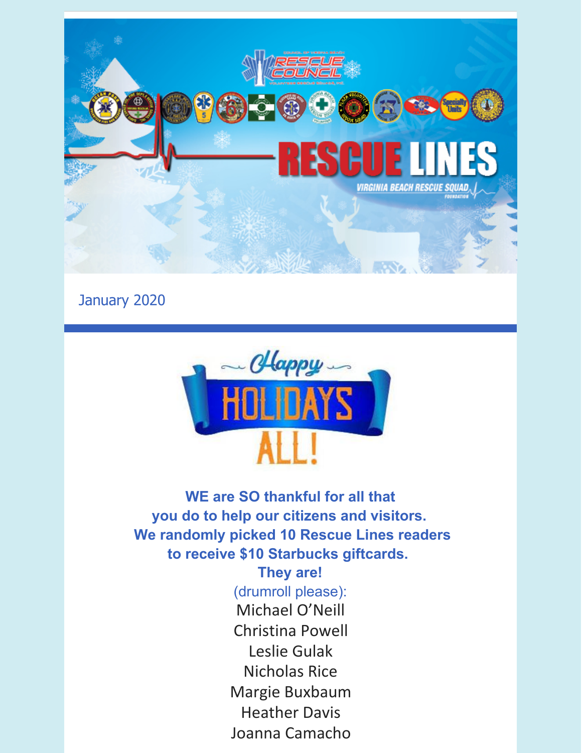# RESCUE LINES

Virginia Beach Rescue Squad Foundation

January 2020

## Happy HOLIDAYS ALL!

**WE are SO thankful for all that you do to help our citizens and visitors. We randomly picked 10 Rescue Lines readers to receive $10 Starbucks giftcards. They are!**

(drumroll please):

Michael O'Neill
Christina Powell
Leslie Gulak
Nicholas Rice
Margie Buxbaum
Heather Davis
Joanna Camacho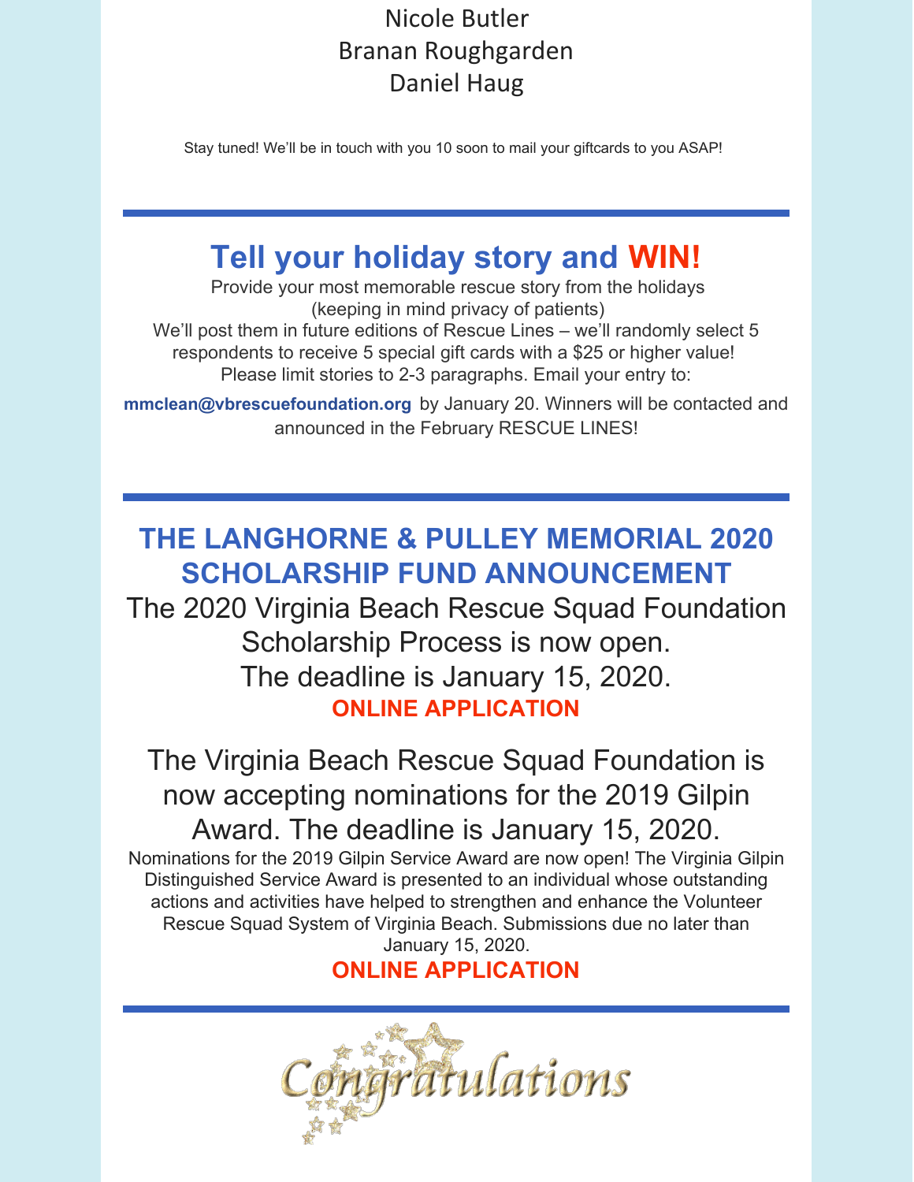Nicole Butler
Branan Roughgarden
Daniel Haug

Stay tuned! We'll be in touch with you 10 soon to mail your giftcards to you ASAP!

---

## Tell your holiday story and WIN!

Provide your most memorable rescue story from the holidays
(keeping in mind privacy of patients)
We'll post them in future editions of Rescue Lines – we'll randomly select 5 respondents to receive 5 special gift cards with a $25 or higher value!
Please limit stories to 2-3 paragraphs. Email your entry to:

**mmclean@vbrescuefoundation.org** by January 20. Winners will be contacted and announced in the February RESCUE LINES!

---

## THE LANGHORNE & PULLEY MEMORIAL 2020 SCHOLARSHIP FUND ANNOUNCEMENT

The 2020 Virginia Beach Rescue Squad Foundation Scholarship Process is now open.
The deadline is January 15, 2020.

**ONLINE APPLICATION**

The Virginia Beach Rescue Squad Foundation is now accepting nominations for the 2019 Gilpin Award. The deadline is January 15, 2020.

Nominations for the 2019 Gilpin Service Award are now open! The Virginia Gilpin Distinguished Service Award is presented to an individual whose outstanding actions and activities have helped to strengthen and enhance the Volunteer Rescue Squad System of Virginia Beach. Submissions due no later than January 15, 2020.

**ONLINE APPLICATION**

---

*Congratulations*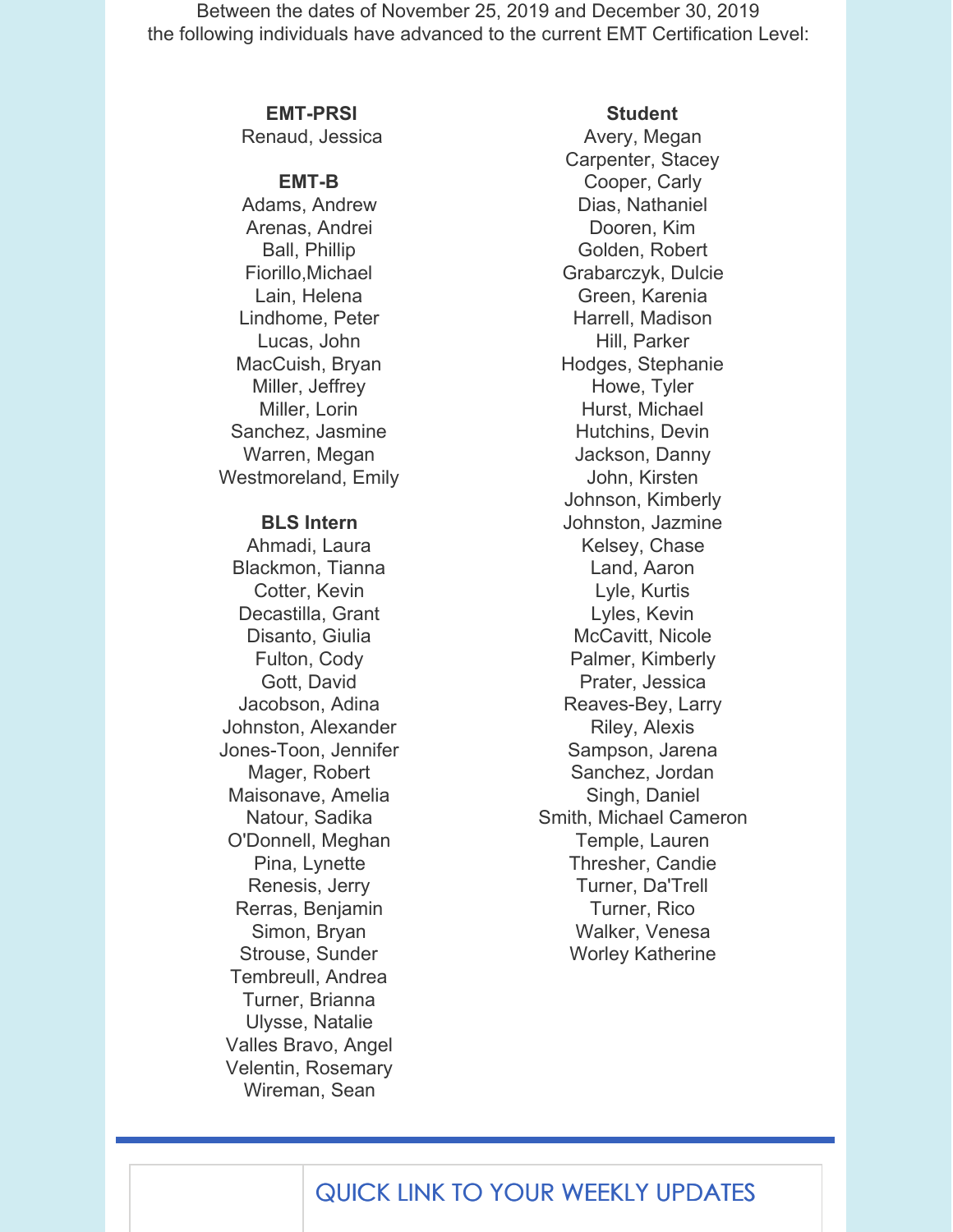Between the dates of November 25, 2019 and December 30, 2019
the following individuals have advanced to the current EMT Certification Level:

**EMT-PRSI**

Renaud, Jessica

**EMT-B**

Adams, Andrew
Arenas, Andrei
Ball, Phillip
Fiorillo,Michael
Lain, Helena
Lindhome, Peter
Lucas, John
MacCuish, Bryan
Miller, Jeffrey
Miller, Lorin
Sanchez, Jasmine
Warren, Megan
Westmoreland, Emily

**BLS Intern**

Ahmadi, Laura
Blackmon, Tianna
Cotter, Kevin
Decastilla, Grant
Disanto, Giulia
Fulton, Cody
Gott, David
Jacobson, Adina
Johnston, Alexander
Jones-Toon, Jennifer
Mager, Robert
Maisonave, Amelia
Natour, Sadika
O'Donnell, Meghan
Pina, Lynette
Renesis, Jerry
Rerras, Benjamin
Simon, Bryan
Strouse, Sunder
Tembreull, Andrea
Turner, Brianna
Ulysse, Natalie
Valles Bravo, Angel
Velentin, Rosemary
Wireman, Sean

**Student**

Avery, Megan
Carpenter, Stacey
Cooper, Carly
Dias, Nathaniel
Dooren, Kim
Golden, Robert
Grabarczyk, Dulcie
Green, Karenia
Harrell, Madison
Hill, Parker
Hodges, Stephanie
Howe, Tyler
Hurst, Michael
Hutchins, Devin
Jackson, Danny
John, Kirsten
Johnson, Kimberly
Johnston, Jazmine
Kelsey, Chase
Land, Aaron
Lyle, Kurtis
Lyles, Kevin
McCavitt, Nicole
Palmer, Kimberly
Prater, Jessica
Reaves-Bey, Larry
Riley, Alexis
Sampson, Jarena
Sanchez, Jordan
Singh, Daniel
Smith, Michael Cameron
Temple, Lauren
Thresher, Candie
Turner, Da'Trell
Turner, Rico
Walker, Venesa
Worley Katherine

---

QUICK LINK TO YOUR WEEKLY UPDATES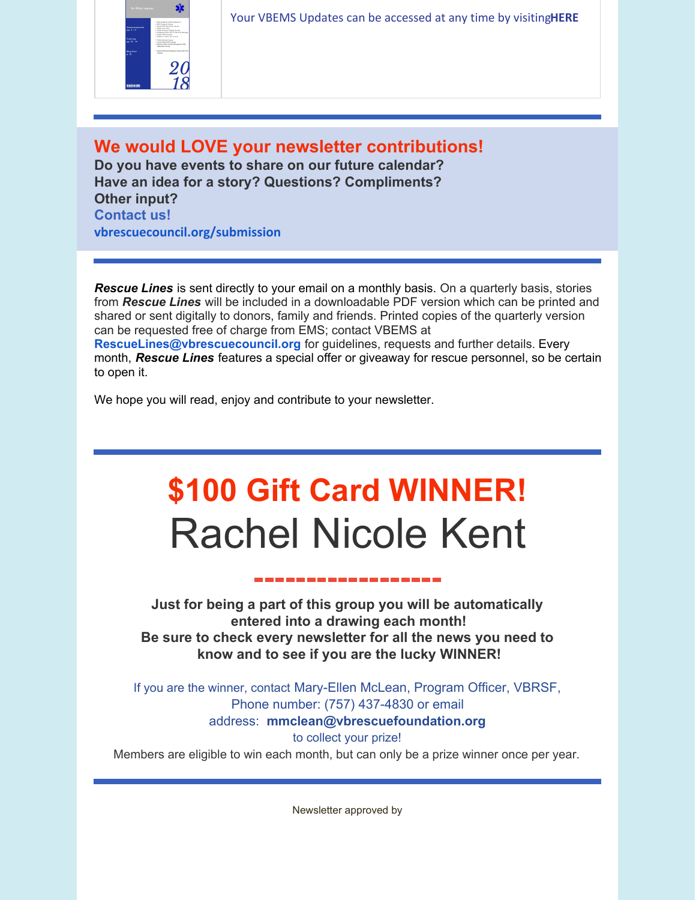Your VBEMS Updates can be accessed at any time by visiting**HERE**

## We would LOVE your newsletter contributions!

**Do you have events to share on our future calendar?**
**Have an idea for a story? Questions? Compliments?**
**Other input?**
**Contact us!**
**vbrescuecouncil.org/submission**

***Rescue Lines*** is sent directly to your email on a monthly basis. On a quarterly basis, stories from ***Rescue Lines*** will be included in a downloadable PDF version which can be printed and shared or sent digitally to donors, family and friends. Printed copies of the quarterly version can be requested free of charge from EMS; contact VBEMS at **RescueLines@vbrescuecouncil.org** for guidelines, requests and further details. Every month, ***Rescue Lines*** features a special offer or giveaway for rescue personnel, so be certain to open it.

We hope you will read, enjoy and contribute to your newsletter.

# $100 Gift Card WINNER!

# Rachel Nicole Kent

**Just for being a part of this group you will be automatically entered into a drawing each month!**
**Be sure to check every newsletter for all the news you need to know and to see if you are the lucky WINNER!**

If you are the winner, contact Mary-Ellen McLean, Program Officer, VBRSF, Phone number: (757) 437-4830 or email address: **mmclean@vbrescuefoundation.org** to collect your prize!

Members are eligible to win each month, but can only be a prize winner once per year.

Newsletter approved by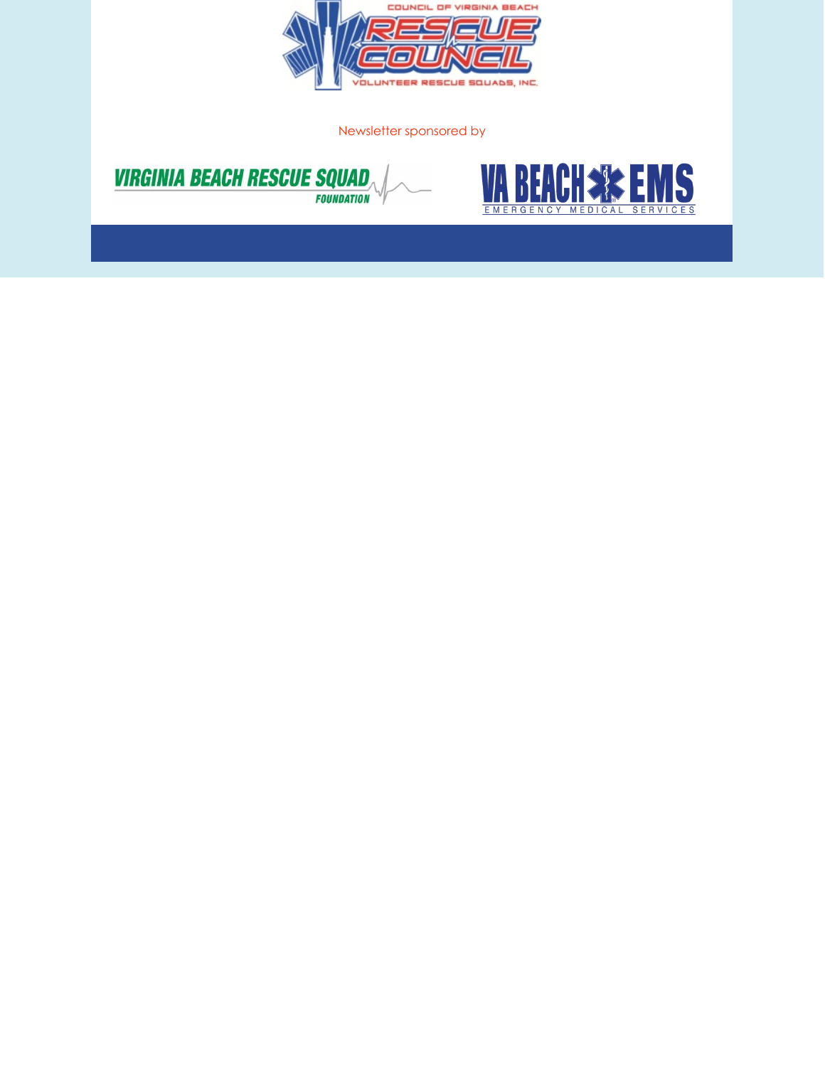COUNCIL OF VIRGINIA BEACH

RESCUE COUNCIL

VOLUNTEER RESCUE SQUADS, INC.

Newsletter sponsored by

VIRGINIA BEACH RESCUE SQUAD FOUNDATION

VA BEACH EMS

EMERGENCY MEDICAL SERVICES